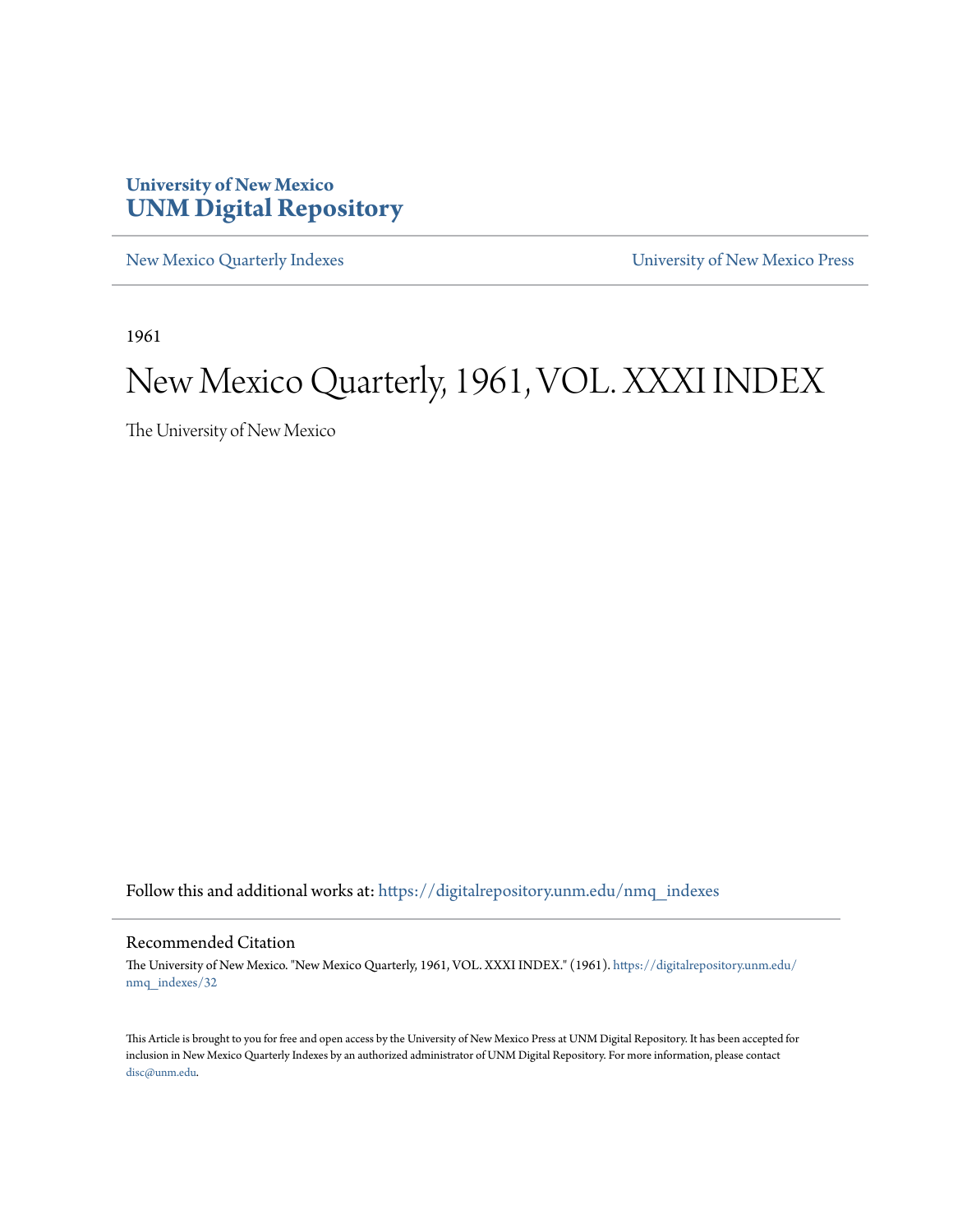University of New Mexico
**UNM Digital Repository**

New Mexico Quarterly Indexes

University of New Mexico Press

1961

# New Mexico Quarterly, 1961, VOL. XXXI INDEX

The University of New Mexico

Follow this and additional works at: https://digitalrepository.unm.edu/nmq_indexes

## Recommended Citation

The University of New Mexico. "New Mexico Quarterly, 1961, VOL. XXXI INDEX." (1961). https://digitalrepository.unm.edu/nmq_indexes/32

This Article is brought to you for free and open access by the University of New Mexico Press at UNM Digital Repository. It has been accepted for inclusion in New Mexico Quarterly Indexes by an authorized administrator of UNM Digital Repository. For more information, please contact disc@unm.edu.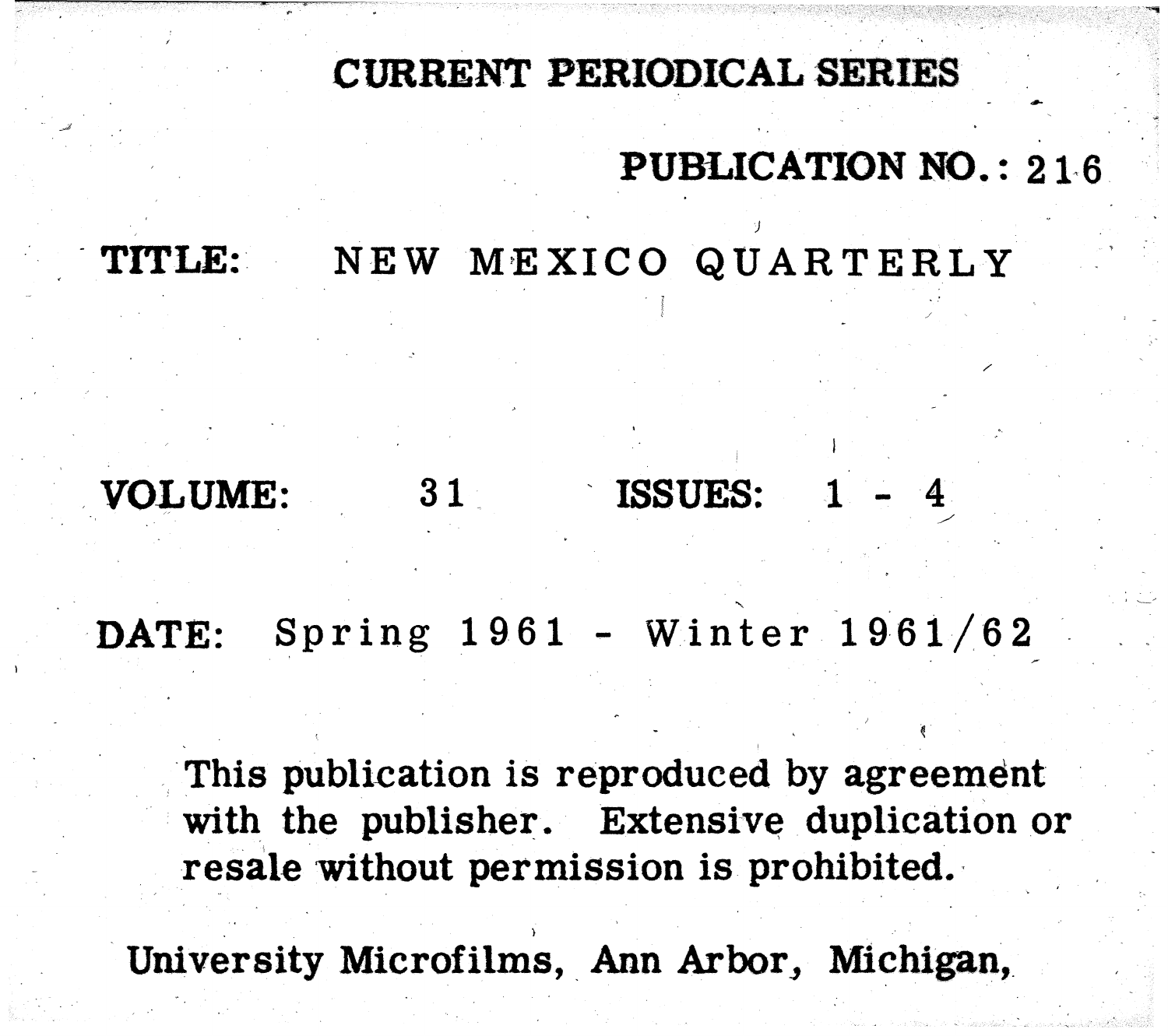# CURRENT PERIODICAL SERIES

**PUBLICATION NO.:** 216

**TITLE:** NEW MEXICO QUARTERLY

**VOLUME:** 31 **ISSUES:** 1 - 4

**DATE:** Spring 1961 - Winter 1961/62

This publication is reproduced by agreement with the publisher. Extensive duplication or resale without permission is prohibited.

University Microfilms, Ann Arbor, Michigan,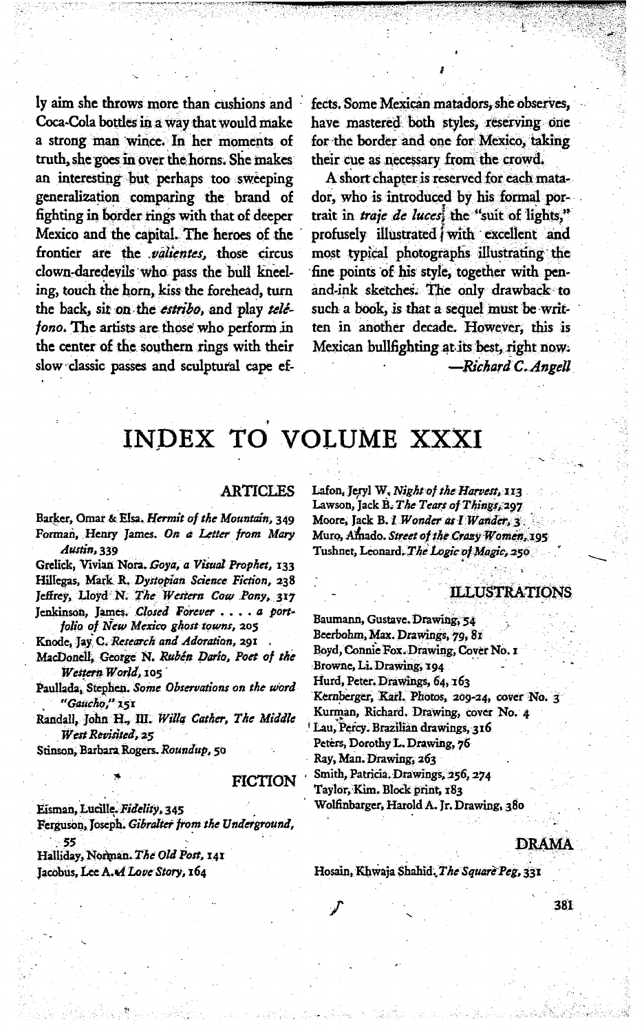ly aim she throws more than cushions and Coca-Cola bottles in a way that would make a strong man wince. In her moments of truth, she goes in over the horns. She makes an interesting but perhaps too sweeping generalization comparing the brand of fighting in border rings with that of deeper Mexico and the capital. The heroes of the frontier are the *valientes*, those circus clown-daredevils who pass the bull kneeling, touch the horn, kiss the forehead, turn the back, sit on the *estribo*, and play *teléfono*. The artists are those who perform in the center of the southern rings with their slow classic passes and sculptural cape effects. Some Mexican matadors, she observes, have mastered both styles, reserving one for the border and one for Mexico, taking their cue as necessary from the crowd.

A short chapter is reserved for each matador, who is introduced by his formal portrait in *traje de luces*, the "suit of lights," profusely illustrated with excellent and most typical photographs illustrating the fine points of his style, together with pen-and-ink sketches. The only drawback to such a book, is that a sequel must be written in another decade. However, this is Mexican bullfighting at its best, right now.

—*Richard C. Angell*

# INDEX TO VOLUME XXXI

## ARTICLES

Barker, Omar & Elsa. *Hermit of the Mountain*, 349
Forman, Henry James. *On a Letter from Mary Austin*, 339
Grelick, Vivian Nora. *Goya, a Visual Prophet*, 133
Hillegas, Mark R. *Dystopian Science Fiction*, 238
Jeffrey, Lloyd N. *The Western Cow Pony*, 317
Jenkinson, James. *Closed Forever . . . . a portfolio of New Mexico ghost towns*, 205
Knode, Jay C. *Research and Adoration*, 291
MacDonell, George N. *Rubén Darío, Poet of the Western World*, 105
Paullada, Stephen. *Some Observations on the word "Gaucho,"* 151
Randall, John H., III. *Willa Cather, The Middle West Revisited*, 25
Stinson, Barbara Rogers. *Roundup*, 50

## FICTION

Eisman, Lucille. *Fidelity*, 345
Ferguson, Joseph. *Gibralter from the Underground*, 55
Halliday, Norman. *The Old Post*, 141
Jacobus, Lee A. *A Love Story*, 164
Lafon, Jeryl W. *Night of the Harvest*, 113
Lawson, Jack B. *The Tears of Things*, 297
Moore, Jack B. *I Wonder as I Wander*, 3
Muro, Amado. *Street of the Crazy Women*, 195
Tushnet, Leonard. *The Logic of Magic*, 250

## ILLUSTRATIONS

Baumann, Gustave. Drawing, 54
Beerbohm, Max. Drawings, 79, 81
Boyd, Connie Fox. Drawing, Cover No. 1
Browne, Li. Drawing, 194
Hurd, Peter. Drawings, 64, 163
Kernberger, Karl. Photos, 209-24, cover No. 3
Kurman, Richard. Drawing, cover No. 4
Lau, Percy. Brazilian drawings, 316
Peters, Dorothy L. Drawing, 76
Ray, Man. Drawing, 263
Smith, Patricia. Drawings, 256, 274
Taylor, Kim. Block print, 183
Wolfinbarger, Harold A. Jr. Drawing, 380

## DRAMA

Hosain, Khwaja Shahid. *The Square Peg*, 331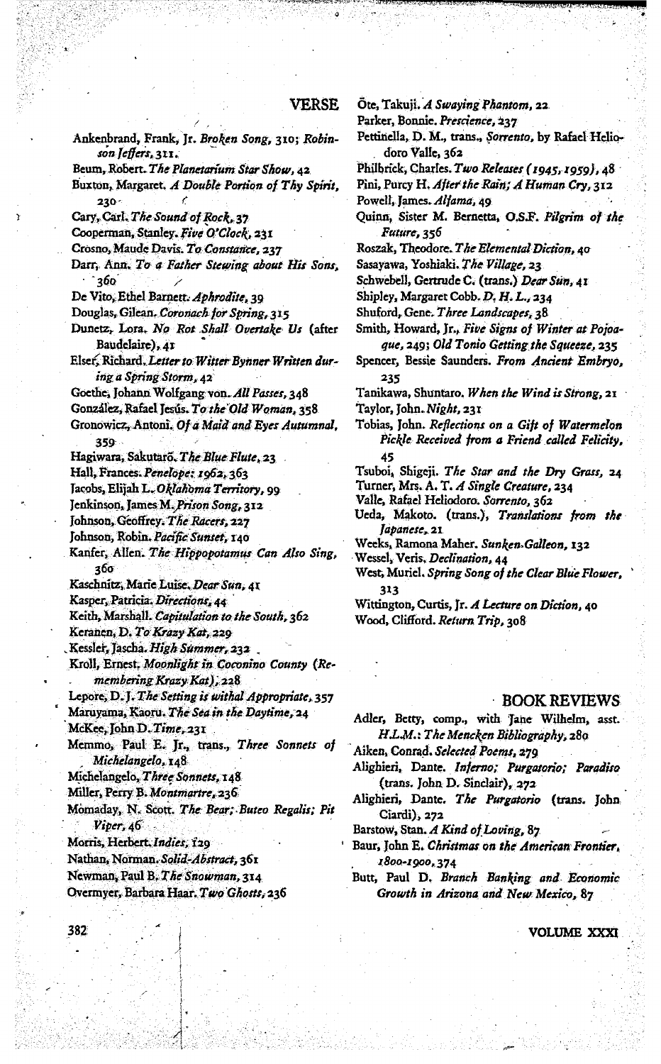## VERSE

Ankenbrand, Frank, Jr. *Broken Song*, 310; *Robinson Jeffers*, 311.

Beum, Robert. *The Planetarium Star Show*, 42

Buxton, Margaret. *A Double Portion of Thy Spirit*, 230

Cary, Carl. *The Sound of Rock*, 37

Cooperman, Stanley. *Five O'Clock*, 231

Crosno, Maude Davis. *To Constance*, 237

Darr, Ann. *To a Father Stewing about His Sons*, 360

De Vito, Ethel Barnett. *Aphrodite*, 39

Douglas, Gilean. *Coronach for Spring*, 315

Dunetz, Lora. *No Rot Shall Overtake Us* (after Baudelaire), 41

Elser, Richard. *Letter to Witter Bynner Written during a Spring Storm*, 42

Goethe, Johann Wolfgang von. *All Passes*, 348

González, Rafael Jesús. *To the Old Woman*, 358

Gronowicz, Antoni. *Of a Maid and Eyes Autumnal*, 359

Hagiwara, Sakutarō. *The Blue Flute*, 23

Hall, Frances. *Penelope: 1962*, 363

Jacobs, Elijah L. *Oklahoma Territory*, 99

Jenkinson, James M. *Prison Song*, 312

Johnson, Geoffrey. *The Racers*, 227

Johnson, Robin. *Pacific Sunset*, 140

Kanfer, Allen. *The Hippopotamus Can Also Sing*, 360

Kaschnitz, Marie Luise. *Dear Sun*, 41

Kasper, Patricia. *Directions*, 44

Keith, Marshall. *Capitulation to the South*, 362

Keranen, D. *To Krazy Kat*, 229

Kessler, Jascha. *High Summer*, 232

Kroll, Ernest. *Moonlight in Coconino County (Remembering Krazy Kat)*, 228

Lepore, D. J. *The Setting is withal Appropriate*, 357

Maruyama, Kaoru. *The Sea in the Daytime*, 24

McKee, John D. *Time*, 231

Memmo, Paul E. Jr., trans., *Three Sonnets of Michelangelo*, 148

Michelangelo, *Three Sonnets*, 148

Miller, Perry B. *Montmartre*, 236

Momaday, N. Scott. *The Bear; Buteo Regalis; Pit Viper*, 46

Morris, Herbert. *Indies*, 129

Nathan, Norman. *Solid-Abstract*, 361

Newman, Paul B. *The Snowman*, 314

Overmyer, Barbara Haar. *Two Ghosts*, 236

Ōte, Takuji. *A Swaying Phantom*, 22

Parker, Bonnie. *Prescience*, 237

Pettinella, D. M., trans., *Sorrento*, by Rafael Heliodoro Valle, 362

Philbrick, Charles. *Two Releases (1945, 1959)*, 48

Pini, Purcy H. *After the Rain; A Human Cry*, 312

Powell, James. *Alfama*, 49

Quinn, Sister M. Bernetta, O.S.F. *Pilgrim of the Future*, 356

Roszak, Theodore. *The Elemental Diction*, 40

Sasayawa, Yoshiaki. *The Village*, 23

Schwebell, Gertrude C. (trans.) *Dear Sun*, 41

Shipley, Margaret Cobb. *D. H. L.*, 234

Shuford, Gene. *Three Landscapes*, 38

Smith, Howard, Jr., *Five Signs of Winter at Pojoaque*, 249; *Old Tonio Getting the Squeeze*, 235

Spencer, Bessie Saunders. *From Ancient Embryo*, 235

Tanikawa, Shuntaro. *When the Wind is Strong*, 21

Taylor, John. *Night*, 231

Tobias, John. *Reflections on a Gift of Watermelon Pickle Received from a Friend called Felicity*, 45

Tsuboi, Shigeji. *The Star and the Dry Grass*, 24

Turner, Mrs. A. T. *A Single Creature*, 234

Valle, Rafael Heliodoro. *Sorrento*, 362

Ueda, Makoto. (trans.), *Translations from the Japanese*, 21

Weeks, Ramona Maher. *Sunken Galleon*, 132

Wessel, Veris. *Declination*, 44

West, Muriel. *Spring Song of the Clear Blue Flower*, 313

Wittington, Curtis, Jr. *A Lecture on Diction*, 40

Wood, Clifford. *Return Trip*, 308

## BOOK REVIEWS

Adler, Betty, comp., with Jane Wilhelm, asst. *H.L.M.: The Mencken Bibliography*, 280

Aiken, Conrad. *Selected Poems*, 279

Alighieri, Dante. *Inferno; Purgatorio; Paradiso* (trans. John D. Sinclair), 272

Alighieri, Dante. *The Purgatorio* (trans. John Ciardi), 272

Barstow, Stan. *A Kind of Loving*, 87

Baur, John E. *Christmas on the American Frontier, 1800-1900*, 374

Butt, Paul D. *Branch Banking and Economic Growth in Arizona and New Mexico*, 87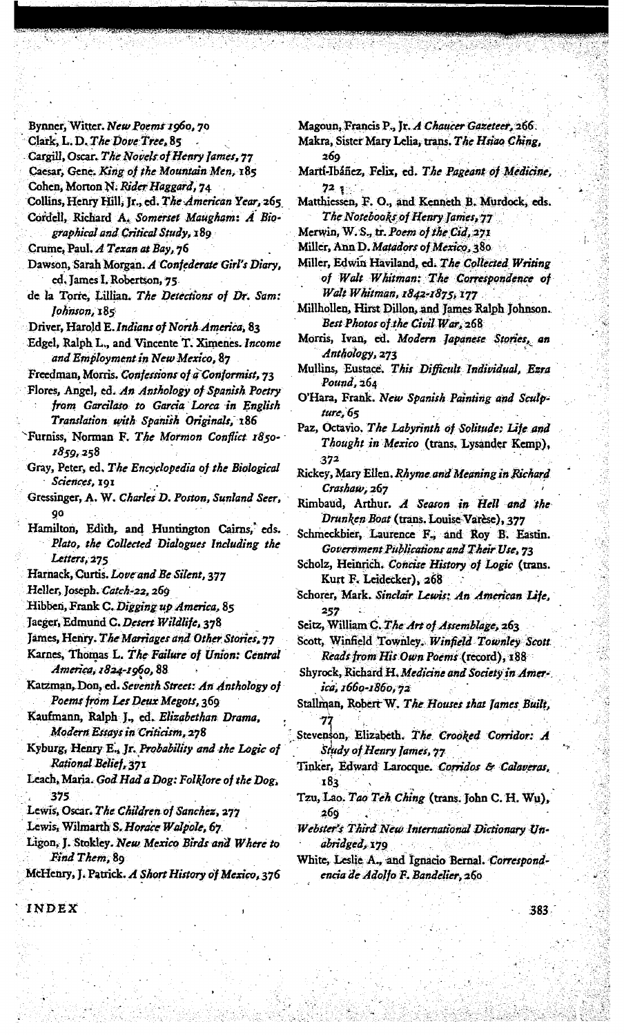Bynner, Witter. *New Poems 1960*, 70

Clark, L. D. *The Dove Tree*, 85

Cargill, Oscar. *The Novels of Henry James*, 77

Caesar, Gene. *King of the Mountain Men*, 185

Cohen, Morton N. *Rider Haggard*, 74

Collins, Henry Hill, Jr., ed. *The American Year*, 265

Cordell, Richard A. *Somerset Maugham: A Biographical and Critical Study*, 189

Crume, Paul. *A Texan at Bay*, 76

Dawson, Sarah Morgan. *A Confederate Girl's Diary*, ed. James I. Robertson, 75

de la Torre, Lillian. *The Detections of Dr. Sam: Johnson*, 185

Driver, Harold E. *Indians of North America*, 83

Edgel, Ralph L., and Vincente T. Ximenes. *Income and Employment in New Mexico*, 87

Freedman, Morris. *Confessions of a Conformist*, 73

Flores, Angel, ed. *An Anthology of Spanish Poetry from Garcilaso to Garcia Lorca in English Translation with Spanish Originals*, 186

Furniss, Norman F. *The Mormon Conflict 1850-1859*, 258

Gray, Peter, ed. *The Encyclopedia of the Biological Sciences*, 191

Gressinger, A. W. *Charles D. Poston, Sunland Seer*, 90

Hamilton, Edith, and Huntington Cairns, eds. *Plato, the Collected Dialogues Including the Letters*, 275

Harnack, Curtis. *Love and Be Silent*, 377

Heller, Joseph. *Catch-22*, 269

Hibben, Frank C. *Digging up America*, 85

Jaeger, Edmund C. *Desert Wildlife*, 378

James, Henry. *The Marriages and Other Stories*, 77

Karnes, Thomas L. *The Failure of Union: Central America, 1824-1960*, 88

Katzman, Don, ed. *Seventh Street: An Anthology of Poems from Les Deux Megots*, 369

Kaufmann, Ralph J., ed. *Elizabethan Drama, Modern Essays in Criticism*, 278

Kyburg, Henry E., Jr. *Probability and the Logic of Rational Belief*, 371

Leach, Maria. *God Had a Dog: Folklore of the Dog*, 375

Lewis, Oscar. *The Children of Sanchez*, 277

Lewis, Wilmarth S. *Horace Walpole*, 67

Ligon, J. Stokley. *New Mexico Birds and Where to Find Them*, 89

McHenry, J. Patrick. *A Short History of Mexico*, 376

Magoun, Francis P., Jr. *A Chaucer Gazeteer*, 266

Makra, Sister Mary Lelia, trans. *The Hsiao Ching*, 269

Martí-Ibáñez, Felix, ed. *The Pageant of Medicine*, 72

Matthiessen, F. O., and Kenneth B. Murdock, eds. *The Notebooks of Henry James*, 77

Merwin, W. S., tr. *Poem of the Cid*, 271

Miller, Ann D. *Matadors of Mexico*, 380

Miller, Edwin Haviland, ed. *The Collected Writing of Walt Whitman: The Correspondence of Walt Whitman, 1842-1875*, 177

Millhollen, Hirst Dillon, and James Ralph Johnson. *Best Photos of the Civil War*, 268

Morris, Ivan, ed. *Modern Japanese Stories, an Anthology*, 273

Mullins, Eustace. *This Difficult Individual, Ezra Pound*, 264

O'Hara, Frank. *New Spanish Painting and Sculpture*, 65

Paz, Octavio. *The Labyrinth of Solitude: Life and Thought in Mexico* (trans. Lysander Kemp), 372

Rickey, Mary Ellen. *Rhyme and Meaning in Richard Crashaw*, 267

Rimbaud, Arthur. *A Season in Hell and the Drunken Boat* (trans. Louise Varèse), 377

Schmeckbier, Laurence F., and Roy B. Eastin. *Government Publications and Their Use*, 73

Scholz, Heinrich. *Concise History of Logic* (trans. Kurt F. Leidecker), 268

Schorer, Mark. *Sinclair Lewis: An American Life*, 257

Seitz, William C. *The Art of Assemblage*, 263

Scott, Winfield Townley. *Winfield Townley Scott Reads from His Own Poems* (record), 188

Shyrock, Richard H. *Medicine and Society in America, 1660-1860*, 72

Stallman, Robert W. *The Houses that James Built*, 77

Stevenson, Elizabeth. *The Crooked Corridor: A Study of Henry James*, 77

Tinker, Edward Larocque. *Corridos & Calaveras*, 183

Tzu, Lao. *Tao Teh Ching* (trans. John C. H. Wu), 269

*Webster's Third New International Dictionary Unabridged*, 179

White, Leslie A., and Ignacio Bernal. *Correspondencia de Adolfo F. Bandelier*, 260